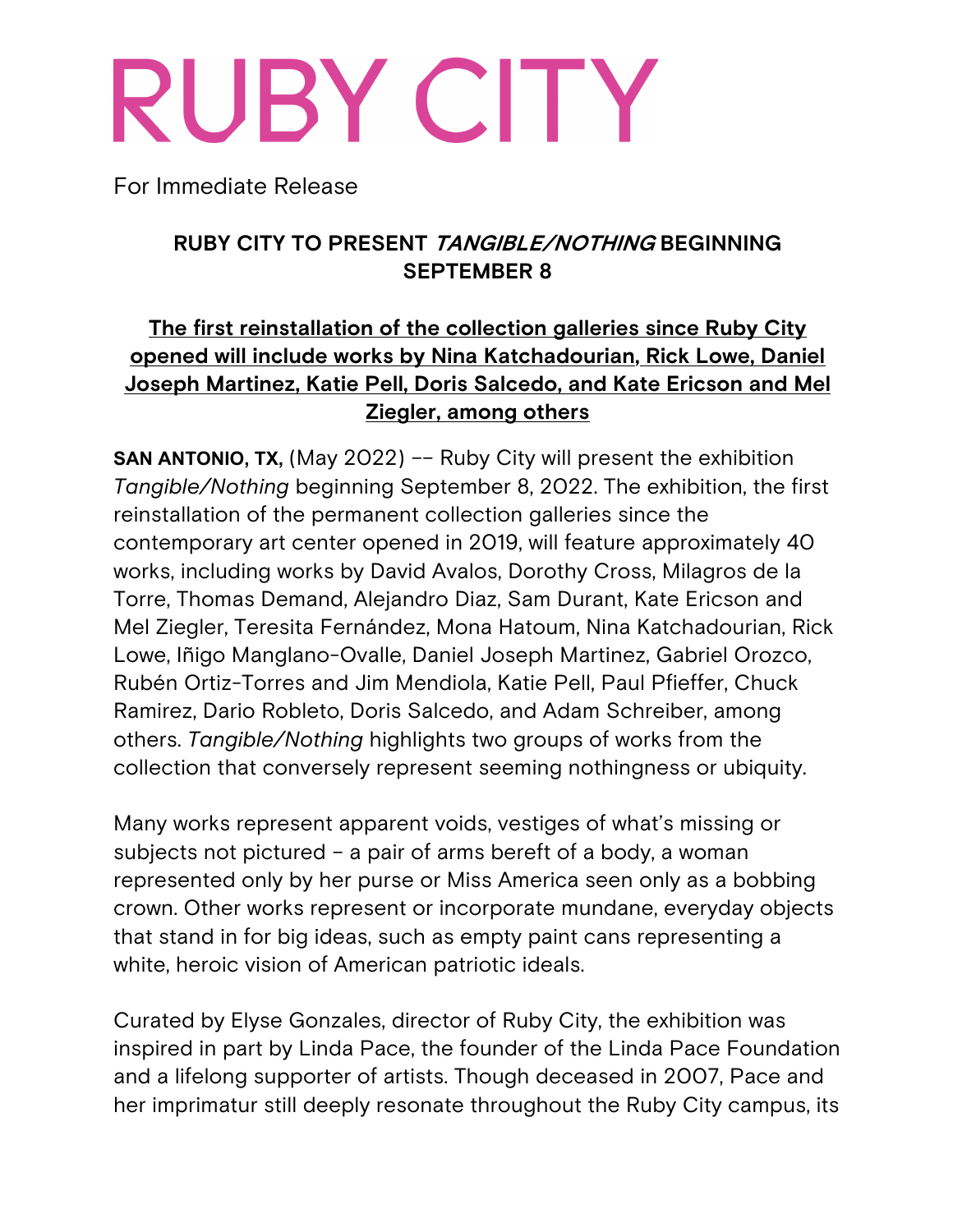# RUBY CITY

For Immediate Release

## RUBY CITY TO PRESENT *TANGIBLE/NOTHING* BEGINNING SEPTEMBER 8

**The first reinstallation of the collection galleries since Ruby City opened will include works by Nina Katchadourian, Rick Lowe, Daniel Joseph Martinez, Katie Pell, Doris Salcedo, and Kate Ericson and Mel Ziegler, among others**

**SAN ANTONIO, TX,** (May 2022) -- Ruby City will present the exhibition *Tangible/Nothing* beginning September 8, 2022. The exhibition, the first reinstallation of the permanent collection galleries since the contemporary art center opened in 2019, will feature approximately 40 works, including works by David Avalos, Dorothy Cross, Milagros de la Torre, Thomas Demand, Alejandro Diaz, Sam Durant, Kate Ericson and Mel Ziegler, Teresita Fernández, Mona Hatoum, Nina Katchadourian, Rick Lowe, Iñigo Manglano-Ovalle, Daniel Joseph Martinez, Gabriel Orozco, Rubén Ortiz-Torres and Jim Mendiola, Katie Pell, Paul Pfieffer, Chuck Ramirez, Dario Robleto, Doris Salcedo, and Adam Schreiber, among others. *Tangible/Nothing* highlights two groups of works from the collection that conversely represent seeming nothingness or ubiquity.

Many works represent apparent voids, vestiges of what's missing or subjects not pictured – a pair of arms bereft of a body, a woman represented only by her purse or Miss America seen only as a bobbing crown. Other works represent or incorporate mundane, everyday objects that stand in for big ideas, such as empty paint cans representing a white, heroic vision of American patriotic ideals.

Curated by Elyse Gonzales, director of Ruby City, the exhibition was inspired in part by Linda Pace, the founder of the Linda Pace Foundation and a lifelong supporter of artists. Though deceased in 2007, Pace and her imprimatur still deeply resonate throughout the Ruby City campus, its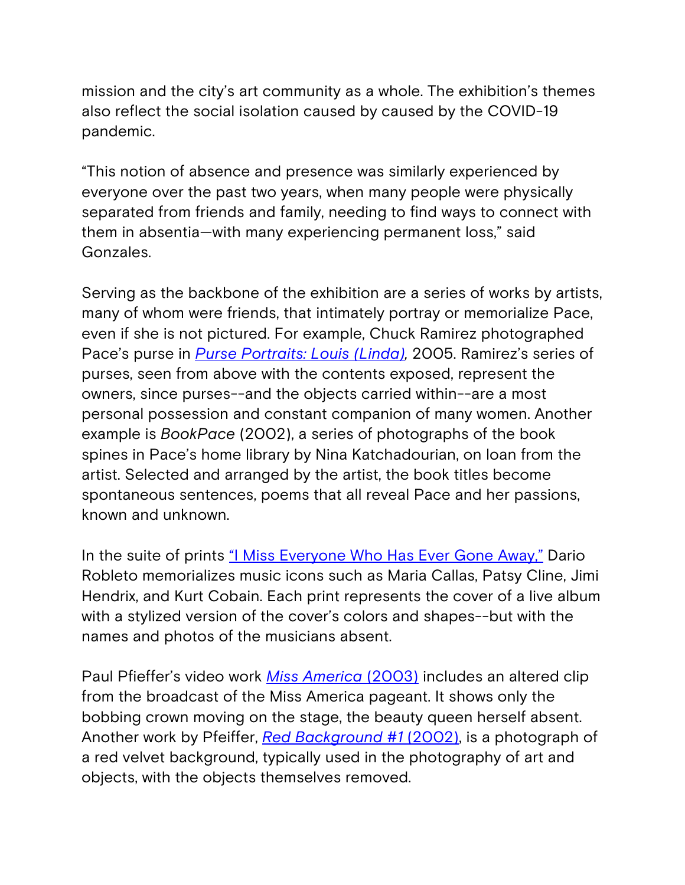mission and the city's art community as a whole. The exhibition's themes also reflect the social isolation caused by caused by the COVID-19 pandemic.

"This notion of absence and presence was similarly experienced by everyone over the past two years, when many people were physically separated from friends and family, needing to find ways to connect with them in absentia—with many experiencing permanent loss," said Gonzales.

Serving as the backbone of the exhibition are a series of works by artists, many of whom were friends, that intimately portray or memorialize Pace, even if she is not pictured. For example, Chuck Ramirez photographed Pace's purse in *Purse Portraits: Louis (Linda),* 2005. Ramirez's series of purses, seen from above with the contents exposed, represent the owners, since purses--and the objects carried within--are a most personal possession and constant companion of many women. Another example is *BookPace* (2002), a series of photographs of the book spines in Pace's home library by Nina Katchadourian, on loan from the artist. Selected and arranged by the artist, the book titles become spontaneous sentences, poems that all reveal Pace and her passions, known and unknown.

In the suite of prints "I Miss Everyone Who Has Ever Gone Away," Dario Robleto memorializes music icons such as Maria Callas, Patsy Cline, Jimi Hendrix, and Kurt Cobain. Each print represents the cover of a live album with a stylized version of the cover's colors and shapes--but with the names and photos of the musicians absent.

Paul Pfieffer's video work *Miss America* (2003) includes an altered clip from the broadcast of the Miss America pageant. It shows only the bobbing crown moving on the stage, the beauty queen herself absent. Another work by Pfeiffer, *Red Background #1* (2002), is a photograph of a red velvet background, typically used in the photography of art and objects, with the objects themselves removed.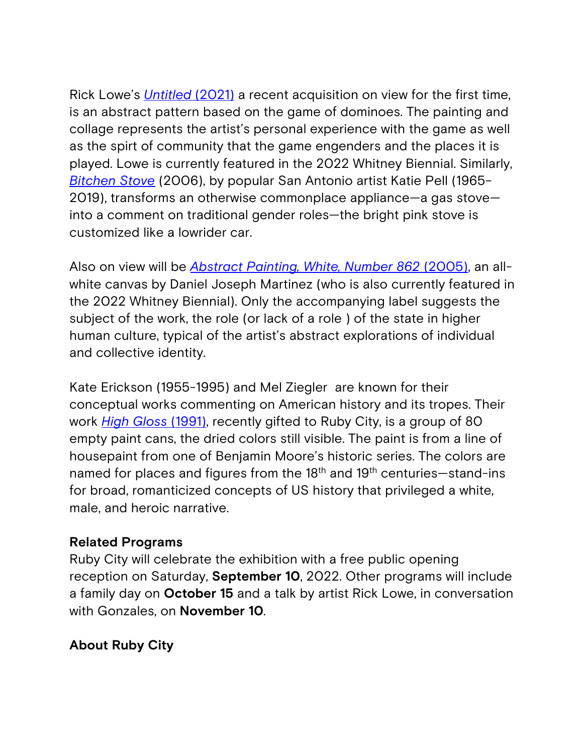Rick Lowe's *Untitled* (2021) a recent acquisition on view for the first time, is an abstract pattern based on the game of dominoes. The painting and collage represents the artist's personal experience with the game as well as the spirt of community that the game engenders and the places it is played. Lowe is currently featured in the 2022 Whitney Biennial. Similarly, *Bitchen Stove* (2006), by popular San Antonio artist Katie Pell (1965–2019), transforms an otherwise commonplace appliance—a gas stove—into a comment on traditional gender roles—the bright pink stove is customized like a lowrider car.

Also on view will be *Abstract Painting, White, Number 862* (2005), an all-white canvas by Daniel Joseph Martinez (who is also currently featured in the 2022 Whitney Biennial). Only the accompanying label suggests the subject of the work, the role (or lack of a role ) of the state in higher human culture, typical of the artist's abstract explorations of individual and collective identity.

Kate Erickson (1955-1995) and Mel Ziegler are known for their conceptual works commenting on American history and its tropes. Their work *High Gloss* (1991), recently gifted to Ruby City, is a group of 80 empty paint cans, the dried colors still visible. The paint is from a line of housepaint from one of Benjamin Moore's historic series. The colors are named for places and figures from the 18th and 19th centuries—stand-ins for broad, romanticized concepts of US history that privileged a white, male, and heroic narrative.

**Related Programs**
Ruby City will celebrate the exhibition with a free public opening reception on Saturday, **September 10**, 2022. Other programs will include a family day on **October 15** and a talk by artist Rick Lowe, in conversation with Gonzales, on **November 10**.

**About Ruby City**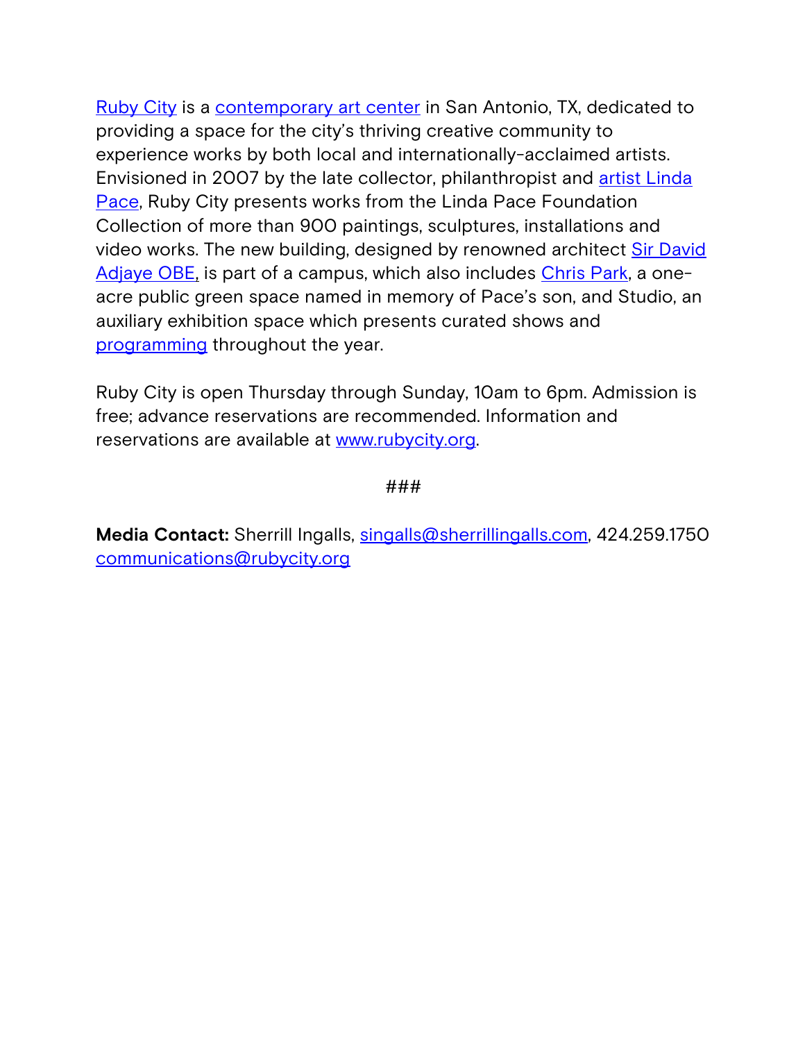Ruby City is a contemporary art center in San Antonio, TX, dedicated to providing a space for the city's thriving creative community to experience works by both local and internationally-acclaimed artists. Envisioned in 2007 by the late collector, philanthropist and artist Linda Pace, Ruby City presents works from the Linda Pace Foundation Collection of more than 900 paintings, sculptures, installations and video works. The new building, designed by renowned architect Sir David Adjaye OBE, is part of a campus, which also includes Chris Park, a one-acre public green space named in memory of Pace's son, and Studio, an auxiliary exhibition space which presents curated shows and programming throughout the year.

Ruby City is open Thursday through Sunday, 10am to 6pm. Admission is free; advance reservations are recommended. Information and reservations are available at www.rubycity.org.

###

**Media Contact:** Sherrill Ingalls, singalls@sherrillingalls.com, 424.259.1750
communications@rubycity.org